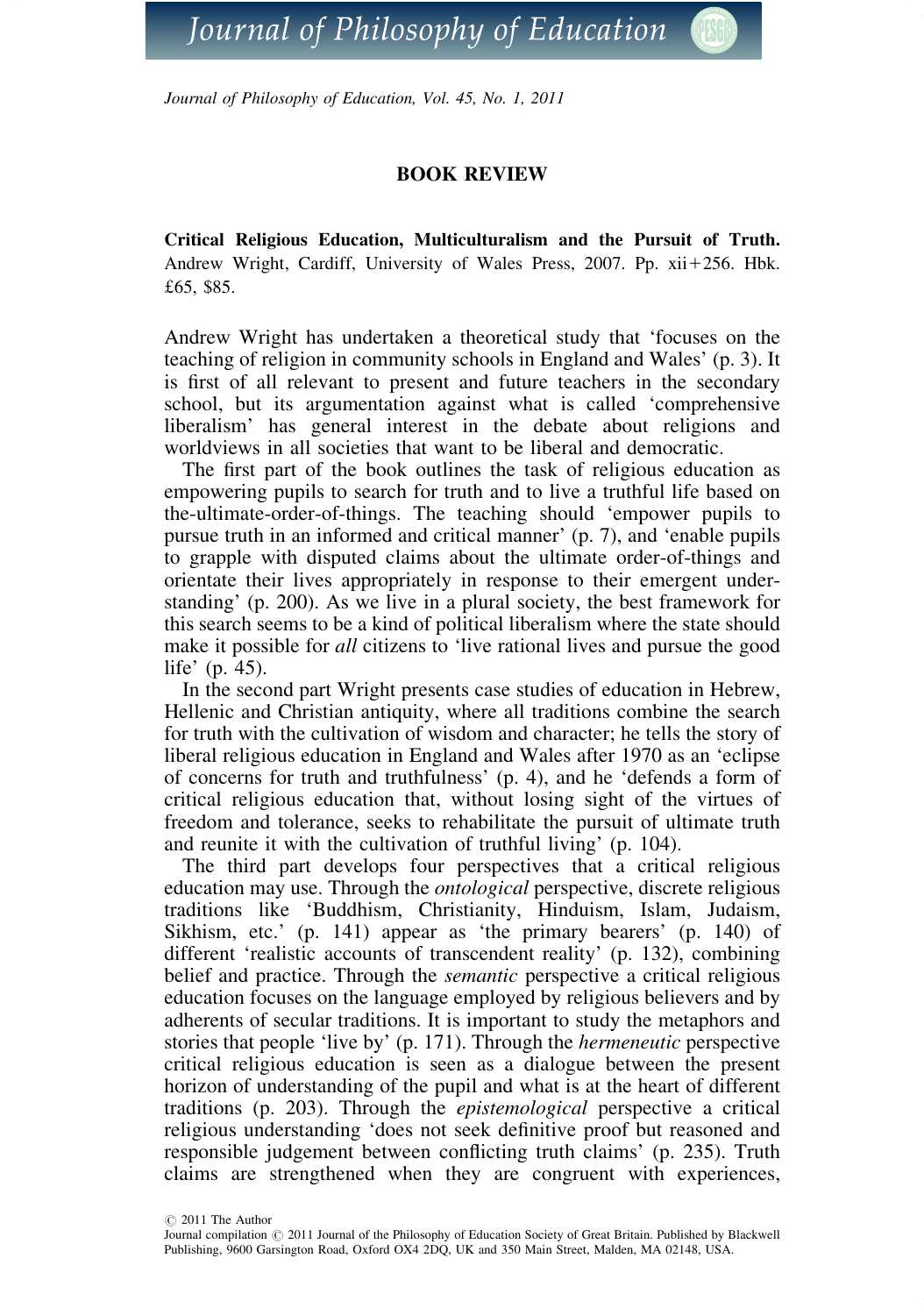## BOOK REVIEW

**Critical Religious Education, Multiculturalism and the Pursuit of Truth.** Andrew Wright, Cardiff, University of Wales Press, 2007. Pp. xii+256. Hbk. £65, $85.

Andrew Wright has undertaken a theoretical study that 'focuses on the teaching of religion in community schools in England and Wales' (p. 3). It is first of all relevant to present and future teachers in the secondary school, but its argumentation against what is called 'comprehensive liberalism' has general interest in the debate about religions and worldviews in all societies that want to be liberal and democratic.

The first part of the book outlines the task of religious education as empowering pupils to search for truth and to live a truthful life based on the-ultimate-order-of-things. The teaching should 'empower pupils to pursue truth in an informed and critical manner' (p. 7), and 'enable pupils to grapple with disputed claims about the ultimate order-of-things and orientate their lives appropriately in response to their emergent understanding' (p. 200). As we live in a plural society, the best framework for this search seems to be a kind of political liberalism where the state should make it possible for *all* citizens to 'live rational lives and pursue the good life' (p. 45).

In the second part Wright presents case studies of education in Hebrew, Hellenic and Christian antiquity, where all traditions combine the search for truth with the cultivation of wisdom and character; he tells the story of liberal religious education in England and Wales after 1970 as an 'eclipse of concerns for truth and truthfulness' (p. 4), and he 'defends a form of critical religious education that, without losing sight of the virtues of freedom and tolerance, seeks to rehabilitate the pursuit of ultimate truth and reunite it with the cultivation of truthful living' (p. 104).

The third part develops four perspectives that a critical religious education may use. Through the *ontological* perspective, discrete religious traditions like 'Buddhism, Christianity, Hinduism, Islam, Judaism, Sikhism, etc.' (p. 141) appear as 'the primary bearers' (p. 140) of different 'realistic accounts of transcendent reality' (p. 132), combining belief and practice. Through the *semantic* perspective a critical religious education focuses on the language employed by religious believers and by adherents of secular traditions. It is important to study the metaphors and stories that people 'live by' (p. 171). Through the *hermeneutic* perspective critical religious education is seen as a dialogue between the present horizon of understanding of the pupil and what is at the heart of different traditions (p. 203). Through the *epistemological* perspective a critical religious understanding 'does not seek definitive proof but reasoned and responsible judgement between conflicting truth claims' (p. 235). Truth claims are strengthened when they are congruent with experiences,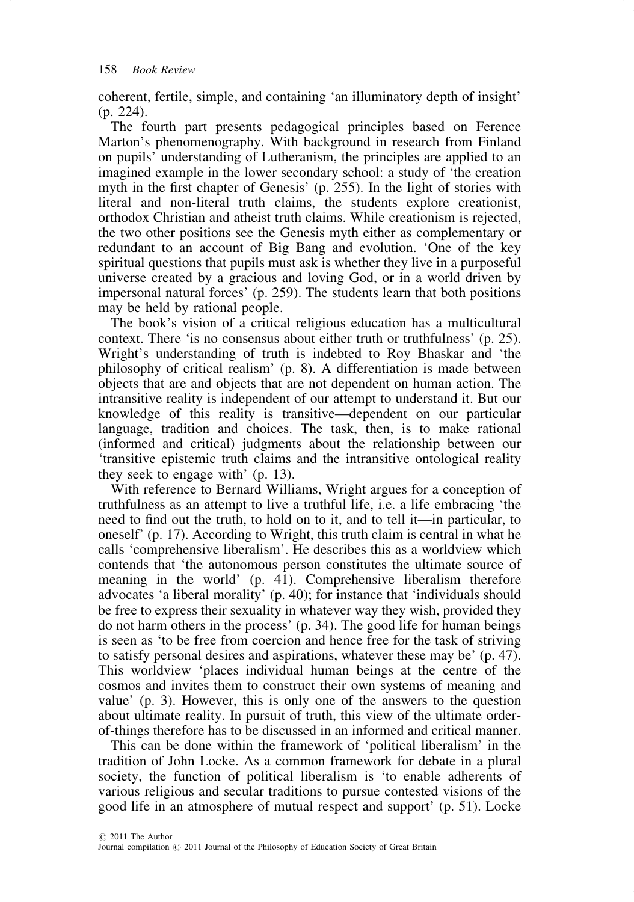coherent, fertile, simple, and containing 'an illuminatory depth of insight' (p. 224).

The fourth part presents pedagogical principles based on Ference Marton's phenomenography. With background in research from Finland on pupils' understanding of Lutheranism, the principles are applied to an imagined example in the lower secondary school: a study of 'the creation myth in the first chapter of Genesis' (p. 255). In the light of stories with literal and non-literal truth claims, the students explore creationist, orthodox Christian and atheist truth claims. While creationism is rejected, the two other positions see the Genesis myth either as complementary or redundant to an account of Big Bang and evolution. 'One of the key spiritual questions that pupils must ask is whether they live in a purposeful universe created by a gracious and loving God, or in a world driven by impersonal natural forces' (p. 259). The students learn that both positions may be held by rational people.

The book's vision of a critical religious education has a multicultural context. There 'is no consensus about either truth or truthfulness' (p. 25). Wright's understanding of truth is indebted to Roy Bhaskar and 'the philosophy of critical realism' (p. 8). A differentiation is made between objects that are and objects that are not dependent on human action. The intransitive reality is independent of our attempt to understand it. But our knowledge of this reality is transitive—dependent on our particular language, tradition and choices. The task, then, is to make rational (informed and critical) judgments about the relationship between our 'transitive epistemic truth claims and the intransitive ontological reality they seek to engage with' (p. 13).

With reference to Bernard Williams, Wright argues for a conception of truthfulness as an attempt to live a truthful life, i.e. a life embracing 'the need to find out the truth, to hold on to it, and to tell it—in particular, to oneself' (p. 17). According to Wright, this truth claim is central in what he calls 'comprehensive liberalism'. He describes this as a worldview which contends that 'the autonomous person constitutes the ultimate source of meaning in the world' (p. 41). Comprehensive liberalism therefore advocates 'a liberal morality' (p. 40); for instance that 'individuals should be free to express their sexuality in whatever way they wish, provided they do not harm others in the process' (p. 34). The good life for human beings is seen as 'to be free from coercion and hence free for the task of striving to satisfy personal desires and aspirations, whatever these may be' (p. 47). This worldview 'places individual human beings at the centre of the cosmos and invites them to construct their own systems of meaning and value' (p. 3). However, this is only one of the answers to the question about ultimate reality. In pursuit of truth, this view of the ultimate order-of-things therefore has to be discussed in an informed and critical manner.

This can be done within the framework of 'political liberalism' in the tradition of John Locke. As a common framework for debate in a plural society, the function of political liberalism is 'to enable adherents of various religious and secular traditions to pursue contested visions of the good life in an atmosphere of mutual respect and support' (p. 51). Locke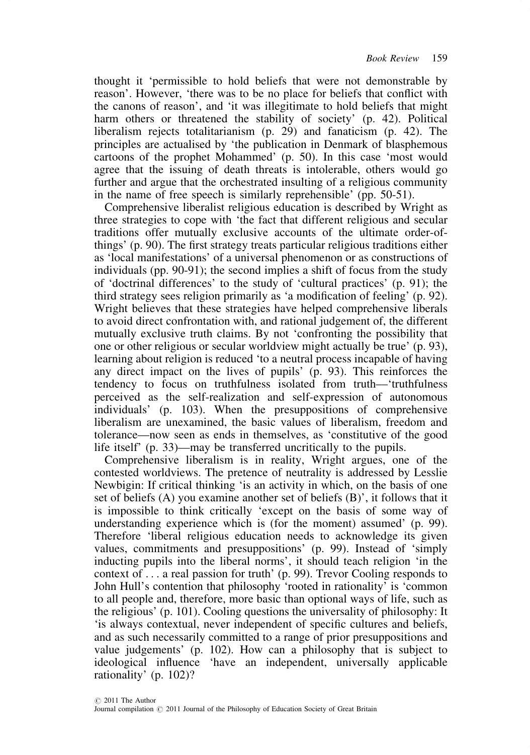thought it 'permissible to hold beliefs that were not demonstrable by reason'. However, 'there was to be no place for beliefs that conflict with the canons of reason', and 'it was illegitimate to hold beliefs that might harm others or threatened the stability of society' (p. 42). Political liberalism rejects totalitarianism (p. 29) and fanaticism (p. 42). The principles are actualised by 'the publication in Denmark of blasphemous cartoons of the prophet Mohammed' (p. 50). In this case 'most would agree that the issuing of death threats is intolerable, others would go further and argue that the orchestrated insulting of a religious community in the name of free speech is similarly reprehensible' (pp. 50-51).

Comprehensive liberalist religious education is described by Wright as three strategies to cope with 'the fact that different religious and secular traditions offer mutually exclusive accounts of the ultimate order-of-things' (p. 90). The first strategy treats particular religious traditions either as 'local manifestations' of a universal phenomenon or as constructions of individuals (pp. 90-91); the second implies a shift of focus from the study of 'doctrinal differences' to the study of 'cultural practices' (p. 91); the third strategy sees religion primarily as 'a modification of feeling' (p. 92). Wright believes that these strategies have helped comprehensive liberals to avoid direct confrontation with, and rational judgement of, the different mutually exclusive truth claims. By not 'confronting the possibility that one or other religious or secular worldview might actually be true' (p. 93), learning about religion is reduced 'to a neutral process incapable of having any direct impact on the lives of pupils' (p. 93). This reinforces the tendency to focus on truthfulness isolated from truth—'truthfulness perceived as the self-realization and self-expression of autonomous individuals' (p. 103). When the presuppositions of comprehensive liberalism are unexamined, the basic values of liberalism, freedom and tolerance—now seen as ends in themselves, as 'constitutive of the good life itself' (p. 33)—may be transferred uncritically to the pupils.

Comprehensive liberalism is in reality, Wright argues, one of the contested worldviews. The pretence of neutrality is addressed by Lesslie Newbigin: If critical thinking 'is an activity in which, on the basis of one set of beliefs (A) you examine another set of beliefs (B)', it follows that it is impossible to think critically 'except on the basis of some way of understanding experience which is (for the moment) assumed' (p. 99). Therefore 'liberal religious education needs to acknowledge its given values, commitments and presuppositions' (p. 99). Instead of 'simply inducting pupils into the liberal norms', it should teach religion 'in the context of . . . a real passion for truth' (p. 99). Trevor Cooling responds to John Hull's contention that philosophy 'rooted in rationality' is 'common to all people and, therefore, more basic than optional ways of life, such as the religious' (p. 101). Cooling questions the universality of philosophy: It 'is always contextual, never independent of specific cultures and beliefs, and as such necessarily committed to a range of prior presuppositions and value judgements' (p. 102). How can a philosophy that is subject to ideological influence 'have an independent, universally applicable rationality' (p. 102)?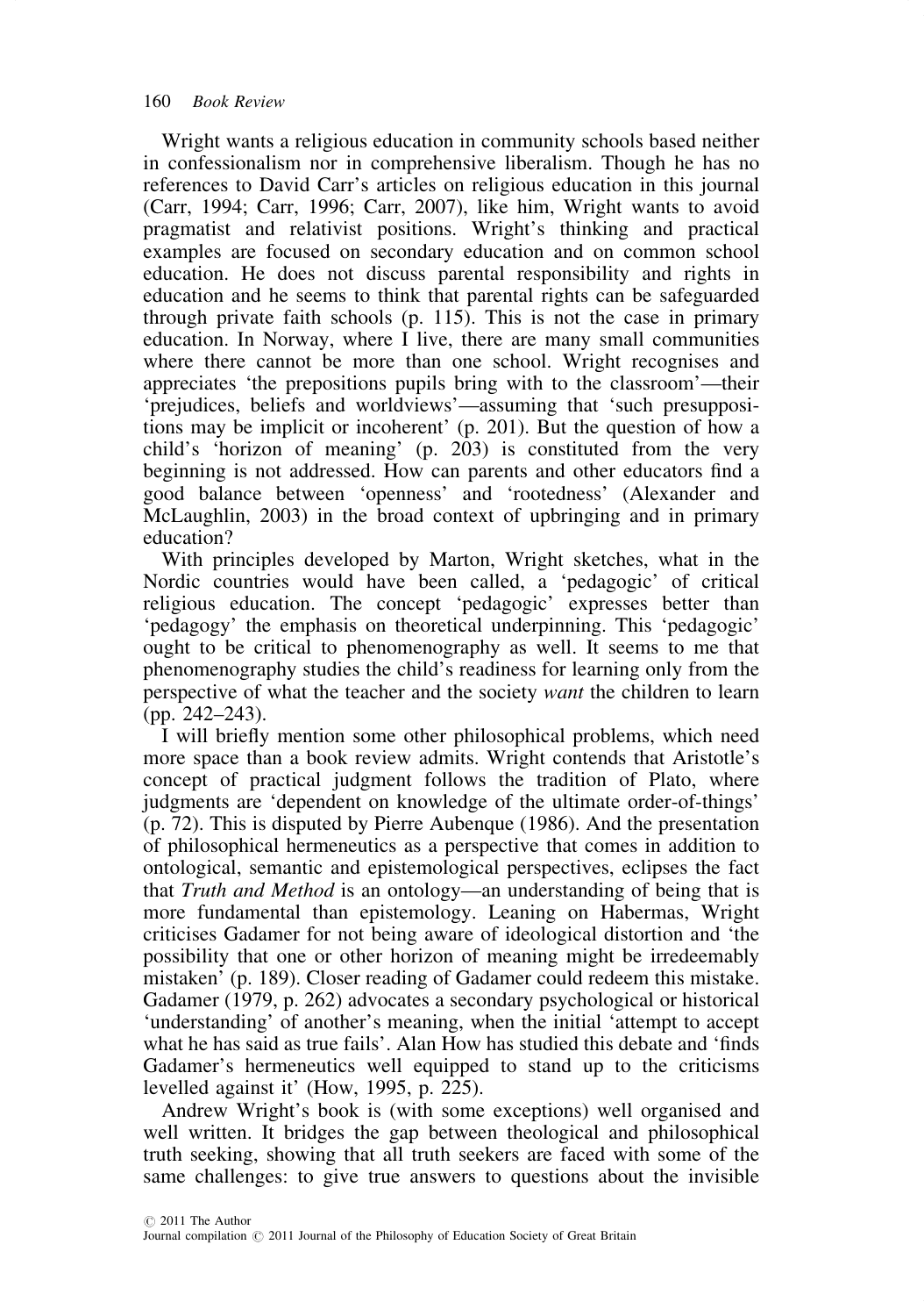Wright wants a religious education in community schools based neither in confessionalism nor in comprehensive liberalism. Though he has no references to David Carr's articles on religious education in this journal (Carr, 1994; Carr, 1996; Carr, 2007), like him, Wright wants to avoid pragmatist and relativist positions. Wright's thinking and practical examples are focused on secondary education and on common school education. He does not discuss parental responsibility and rights in education and he seems to think that parental rights can be safeguarded through private faith schools (p. 115). This is not the case in primary education. In Norway, where I live, there are many small communities where there cannot be more than one school. Wright recognises and appreciates 'the prepositions pupils bring with to the classroom'—their 'prejudices, beliefs and worldviews'—assuming that 'such presuppositions may be implicit or incoherent' (p. 201). But the question of how a child's 'horizon of meaning' (p. 203) is constituted from the very beginning is not addressed. How can parents and other educators find a good balance between 'openness' and 'rootedness' (Alexander and McLaughlin, 2003) in the broad context of upbringing and in primary education?

With principles developed by Marton, Wright sketches, what in the Nordic countries would have been called, a 'pedagogic' of critical religious education. The concept 'pedagogic' expresses better than 'pedagogy' the emphasis on theoretical underpinning. This 'pedagogic' ought to be critical to phenomenography as well. It seems to me that phenomenography studies the child's readiness for learning only from the perspective of what the teacher and the society *want* the children to learn (pp. 242–243).

I will briefly mention some other philosophical problems, which need more space than a book review admits. Wright contends that Aristotle's concept of practical judgment follows the tradition of Plato, where judgments are 'dependent on knowledge of the ultimate order-of-things' (p. 72). This is disputed by Pierre Aubenque (1986). And the presentation of philosophical hermeneutics as a perspective that comes in addition to ontological, semantic and epistemological perspectives, eclipses the fact that *Truth and Method* is an ontology—an understanding of being that is more fundamental than epistemology. Leaning on Habermas, Wright criticises Gadamer for not being aware of ideological distortion and 'the possibility that one or other horizon of meaning might be irredeemably mistaken' (p. 189). Closer reading of Gadamer could redeem this mistake. Gadamer (1979, p. 262) advocates a secondary psychological or historical 'understanding' of another's meaning, when the initial 'attempt to accept what he has said as true fails'. Alan How has studied this debate and 'finds Gadamer's hermeneutics well equipped to stand up to the criticisms levelled against it' (How, 1995, p. 225).

Andrew Wright's book is (with some exceptions) well organised and well written. It bridges the gap between theological and philosophical truth seeking, showing that all truth seekers are faced with some of the same challenges: to give true answers to questions about the invisible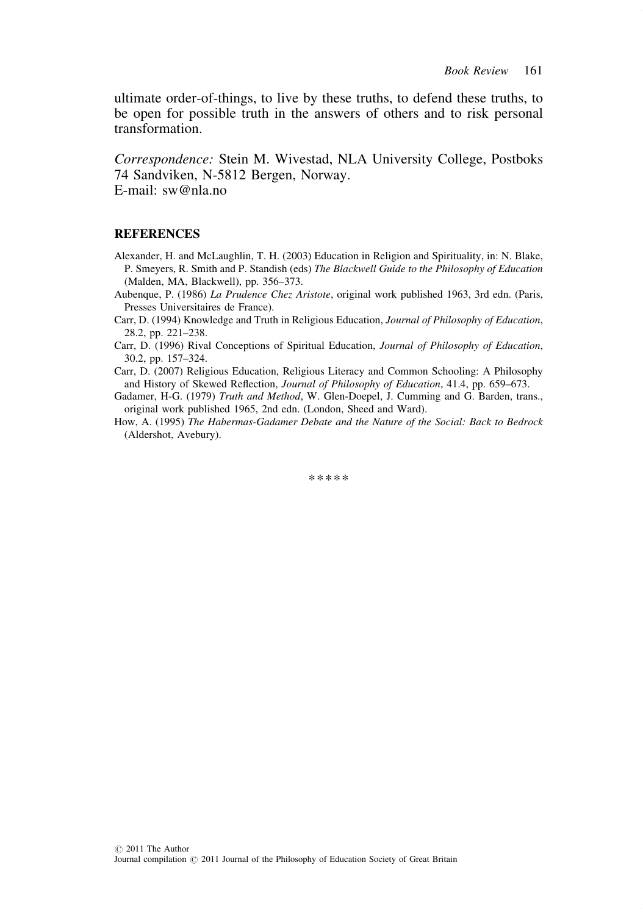ultimate order-of-things, to live by these truths, to defend these truths, to be open for possible truth in the answers of others and to risk personal transformation.

*Correspondence:* Stein M. Wivestad, NLA University College, Postboks 74 Sandviken, N-5812 Bergen, Norway.
E-mail: sw@nla.no

## REFERENCES

Alexander, H. and McLaughlin, T. H. (2003) Education in Religion and Spirituality, in: N. Blake, P. Smeyers, R. Smith and P. Standish (eds) *The Blackwell Guide to the Philosophy of Education* (Malden, MA, Blackwell), pp. 356–373.

Aubenque, P. (1986) *La Prudence Chez Aristote*, original work published 1963, 3rd edn. (Paris, Presses Universitaires de France).

Carr, D. (1994) Knowledge and Truth in Religious Education, *Journal of Philosophy of Education*, 28.2, pp. 221–238.

Carr, D. (1996) Rival Conceptions of Spiritual Education, *Journal of Philosophy of Education*, 30.2, pp. 157–324.

Carr, D. (2007) Religious Education, Religious Literacy and Common Schooling: A Philosophy and History of Skewed Reflection, *Journal of Philosophy of Education*, 41.4, pp. 659–673.

Gadamer, H-G. (1979) *Truth and Method*, W. Glen-Doepel, J. Cumming and G. Barden, trans., original work published 1965, 2nd edn. (London, Sheed and Ward).

How, A. (1995) *The Habermas-Gadamer Debate and the Nature of the Social: Back to Bedrock* (Aldershot, Avebury).

*****

© 2011 The Author
Journal compilation © 2011 Journal of the Philosophy of Education Society of Great Britain